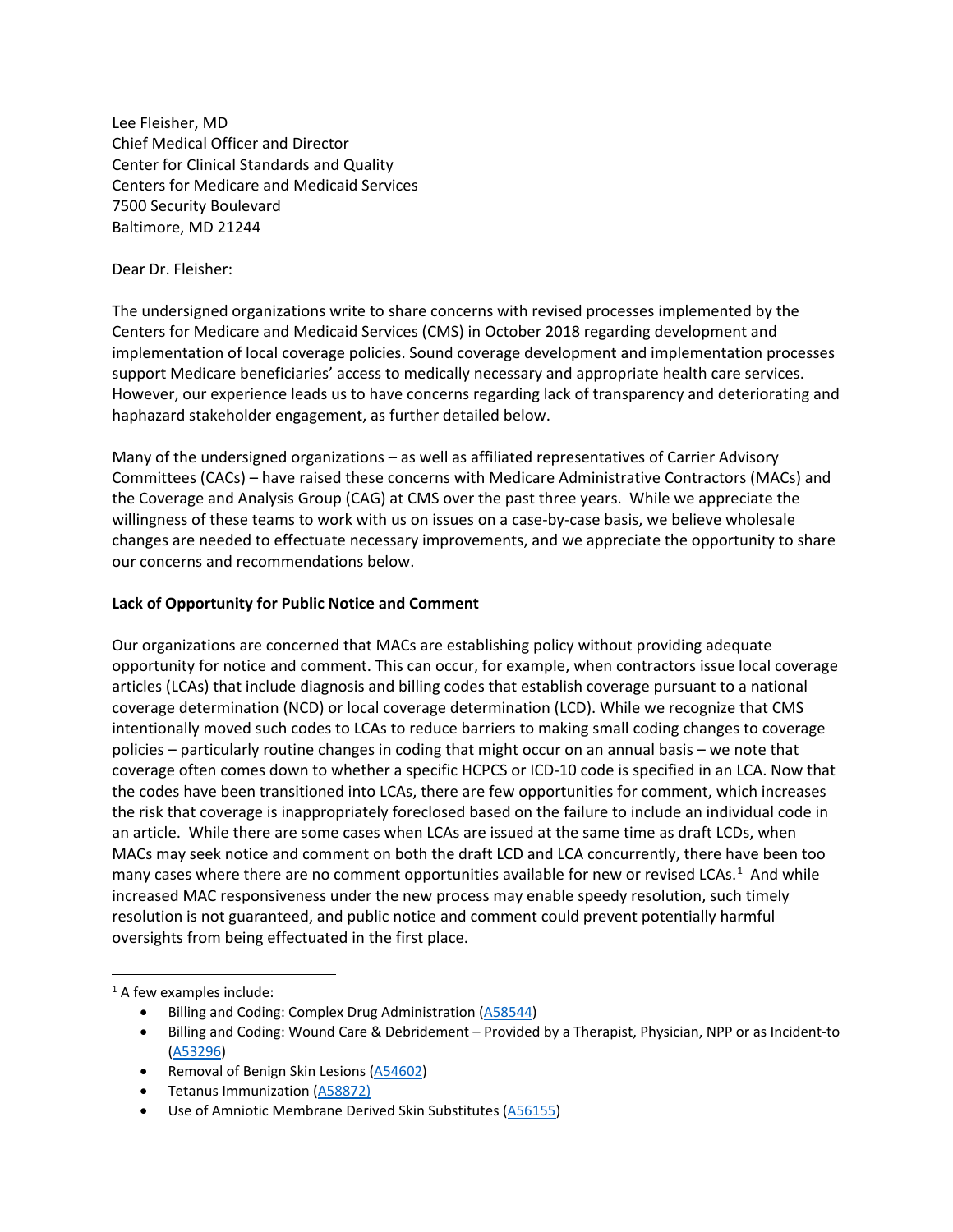Lee Fleisher, MD
Chief Medical Officer and Director
Center for Clinical Standards and Quality
Centers for Medicare and Medicaid Services
7500 Security Boulevard
Baltimore, MD 21244

Dear Dr. Fleisher:

The undersigned organizations write to share concerns with revised processes implemented by the Centers for Medicare and Medicaid Services (CMS) in October 2018 regarding development and implementation of local coverage policies. Sound coverage development and implementation processes support Medicare beneficiaries' access to medically necessary and appropriate health care services. However, our experience leads us to have concerns regarding lack of transparency and deteriorating and haphazard stakeholder engagement, as further detailed below.

Many of the undersigned organizations – as well as affiliated representatives of Carrier Advisory Committees (CACs) – have raised these concerns with Medicare Administrative Contractors (MACs) and the Coverage and Analysis Group (CAG) at CMS over the past three years. While we appreciate the willingness of these teams to work with us on issues on a case-by-case basis, we believe wholesale changes are needed to effectuate necessary improvements, and we appreciate the opportunity to share our concerns and recommendations below.

**Lack of Opportunity for Public Notice and Comment**

Our organizations are concerned that MACs are establishing policy without providing adequate opportunity for notice and comment. This can occur, for example, when contractors issue local coverage articles (LCAs) that include diagnosis and billing codes that establish coverage pursuant to a national coverage determination (NCD) or local coverage determination (LCD). While we recognize that CMS intentionally moved such codes to LCAs to reduce barriers to making small coding changes to coverage policies – particularly routine changes in coding that might occur on an annual basis – we note that coverage often comes down to whether a specific HCPCS or ICD-10 code is specified in an LCA. Now that the codes have been transitioned into LCAs, there are few opportunities for comment, which increases the risk that coverage is inappropriately foreclosed based on the failure to include an individual code in an article. While there are some cases when LCAs are issued at the same time as draft LCDs, when MACs may seek notice and comment on both the draft LCD and LCA concurrently, there have been too many cases where there are no comment opportunities available for new or revised LCAs.[1] And while increased MAC responsiveness under the new process may enable speedy resolution, such timely resolution is not guaranteed, and public notice and comment could prevent potentially harmful oversights from being effectuated in the first place.

---

[1] A few examples include:

- Billing and Coding: Complex Drug Administration (A58544)
- Billing and Coding: Wound Care & Debridement – Provided by a Therapist, Physician, NPP or as Incident-to (A53296)
- Removal of Benign Skin Lesions (A54602)
- Tetanus Immunization (A58872)
- Use of Amniotic Membrane Derived Skin Substitutes (A56155)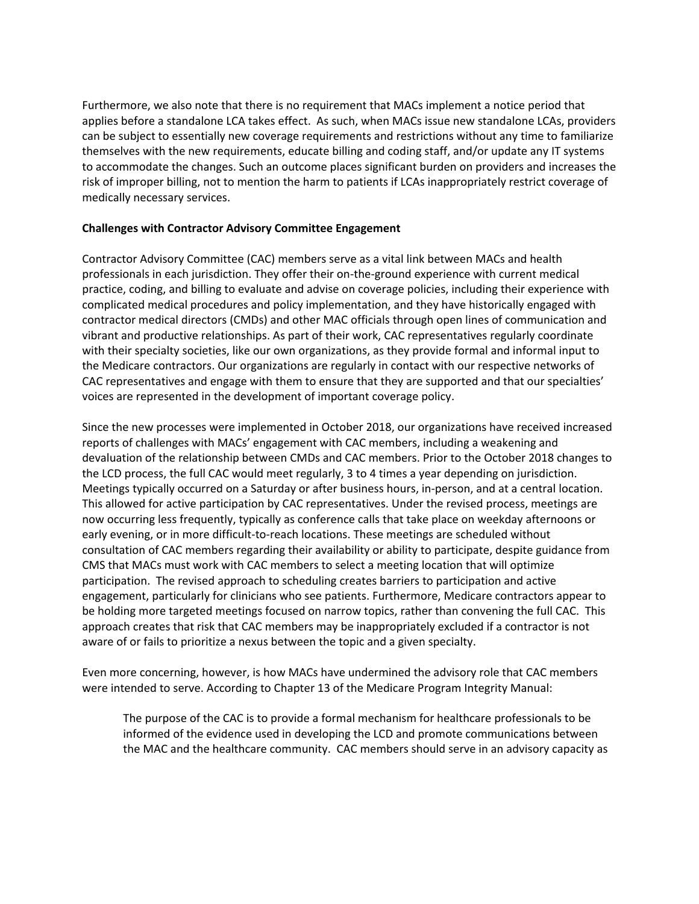Furthermore, we also note that there is no requirement that MACs implement a notice period that applies before a standalone LCA takes effect. As such, when MACs issue new standalone LCAs, providers can be subject to essentially new coverage requirements and restrictions without any time to familiarize themselves with the new requirements, educate billing and coding staff, and/or update any IT systems to accommodate the changes. Such an outcome places significant burden on providers and increases the risk of improper billing, not to mention the harm to patients if LCAs inappropriately restrict coverage of medically necessary services.

**Challenges with Contractor Advisory Committee Engagement**

Contractor Advisory Committee (CAC) members serve as a vital link between MACs and health professionals in each jurisdiction. They offer their on-the-ground experience with current medical practice, coding, and billing to evaluate and advise on coverage policies, including their experience with complicated medical procedures and policy implementation, and they have historically engaged with contractor medical directors (CMDs) and other MAC officials through open lines of communication and vibrant and productive relationships. As part of their work, CAC representatives regularly coordinate with their specialty societies, like our own organizations, as they provide formal and informal input to the Medicare contractors. Our organizations are regularly in contact with our respective networks of CAC representatives and engage with them to ensure that they are supported and that our specialties' voices are represented in the development of important coverage policy.

Since the new processes were implemented in October 2018, our organizations have received increased reports of challenges with MACs' engagement with CAC members, including a weakening and devaluation of the relationship between CMDs and CAC members. Prior to the October 2018 changes to the LCD process, the full CAC would meet regularly, 3 to 4 times a year depending on jurisdiction. Meetings typically occurred on a Saturday or after business hours, in-person, and at a central location. This allowed for active participation by CAC representatives. Under the revised process, meetings are now occurring less frequently, typically as conference calls that take place on weekday afternoons or early evening, or in more difficult-to-reach locations. These meetings are scheduled without consultation of CAC members regarding their availability or ability to participate, despite guidance from CMS that MACs must work with CAC members to select a meeting location that will optimize participation. The revised approach to scheduling creates barriers to participation and active engagement, particularly for clinicians who see patients. Furthermore, Medicare contractors appear to be holding more targeted meetings focused on narrow topics, rather than convening the full CAC. This approach creates that risk that CAC members may be inappropriately excluded if a contractor is not aware of or fails to prioritize a nexus between the topic and a given specialty.

Even more concerning, however, is how MACs have undermined the advisory role that CAC members were intended to serve. According to Chapter 13 of the Medicare Program Integrity Manual:

> The purpose of the CAC is to provide a formal mechanism for healthcare professionals to be informed of the evidence used in developing the LCD and promote communications between the MAC and the healthcare community. CAC members should serve in an advisory capacity as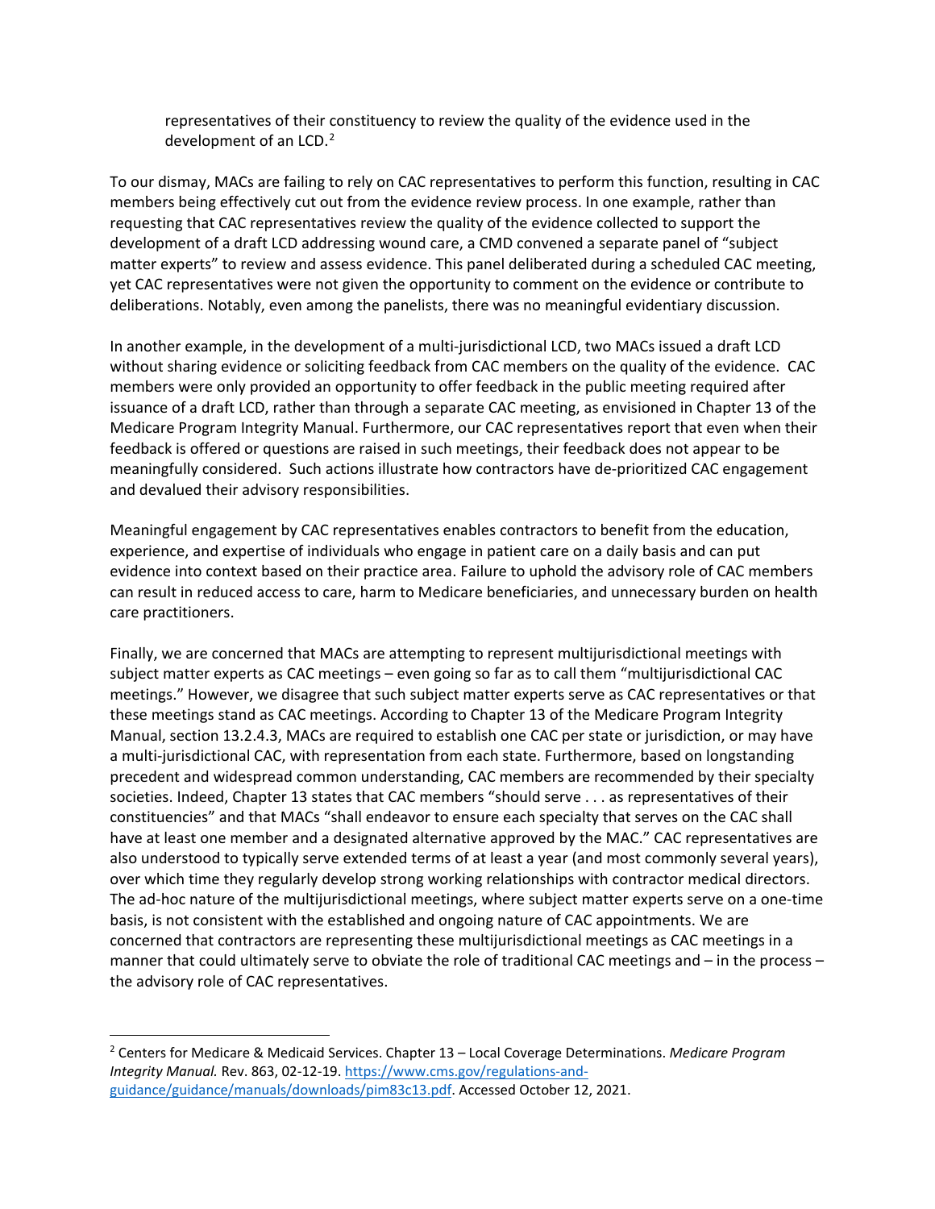representatives of their constituency to review the quality of the evidence used in the development of an LCD.[2]

To our dismay, MACs are failing to rely on CAC representatives to perform this function, resulting in CAC members being effectively cut out from the evidence review process. In one example, rather than requesting that CAC representatives review the quality of the evidence collected to support the development of a draft LCD addressing wound care, a CMD convened a separate panel of "subject matter experts" to review and assess evidence. This panel deliberated during a scheduled CAC meeting, yet CAC representatives were not given the opportunity to comment on the evidence or contribute to deliberations. Notably, even among the panelists, there was no meaningful evidentiary discussion.

In another example, in the development of a multi-jurisdictional LCD, two MACs issued a draft LCD without sharing evidence or soliciting feedback from CAC members on the quality of the evidence. CAC members were only provided an opportunity to offer feedback in the public meeting required after issuance of a draft LCD, rather than through a separate CAC meeting, as envisioned in Chapter 13 of the Medicare Program Integrity Manual. Furthermore, our CAC representatives report that even when their feedback is offered or questions are raised in such meetings, their feedback does not appear to be meaningfully considered. Such actions illustrate how contractors have de-prioritized CAC engagement and devalued their advisory responsibilities.

Meaningful engagement by CAC representatives enables contractors to benefit from the education, experience, and expertise of individuals who engage in patient care on a daily basis and can put evidence into context based on their practice area. Failure to uphold the advisory role of CAC members can result in reduced access to care, harm to Medicare beneficiaries, and unnecessary burden on health care practitioners.

Finally, we are concerned that MACs are attempting to represent multijurisdictional meetings with subject matter experts as CAC meetings – even going so far as to call them "multijurisdictional CAC meetings." However, we disagree that such subject matter experts serve as CAC representatives or that these meetings stand as CAC meetings. According to Chapter 13 of the Medicare Program Integrity Manual, section 13.2.4.3, MACs are required to establish one CAC per state or jurisdiction, or may have a multi-jurisdictional CAC, with representation from each state. Furthermore, based on longstanding precedent and widespread common understanding, CAC members are recommended by their specialty societies. Indeed, Chapter 13 states that CAC members "should serve . . . as representatives of their constituencies" and that MACs "shall endeavor to ensure each specialty that serves on the CAC shall have at least one member and a designated alternative approved by the MAC." CAC representatives are also understood to typically serve extended terms of at least a year (and most commonly several years), over which time they regularly develop strong working relationships with contractor medical directors. The ad-hoc nature of the multijurisdictional meetings, where subject matter experts serve on a one-time basis, is not consistent with the established and ongoing nature of CAC appointments. We are concerned that contractors are representing these multijurisdictional meetings as CAC meetings in a manner that could ultimately serve to obviate the role of traditional CAC meetings and – in the process – the advisory role of CAC representatives.

---

[2] Centers for Medicare & Medicaid Services. Chapter 13 – Local Coverage Determinations. *Medicare Program Integrity Manual.* Rev. 863, 02-12-19. https://www.cms.gov/regulations-and-guidance/guidance/manuals/downloads/pim83c13.pdf. Accessed October 12, 2021.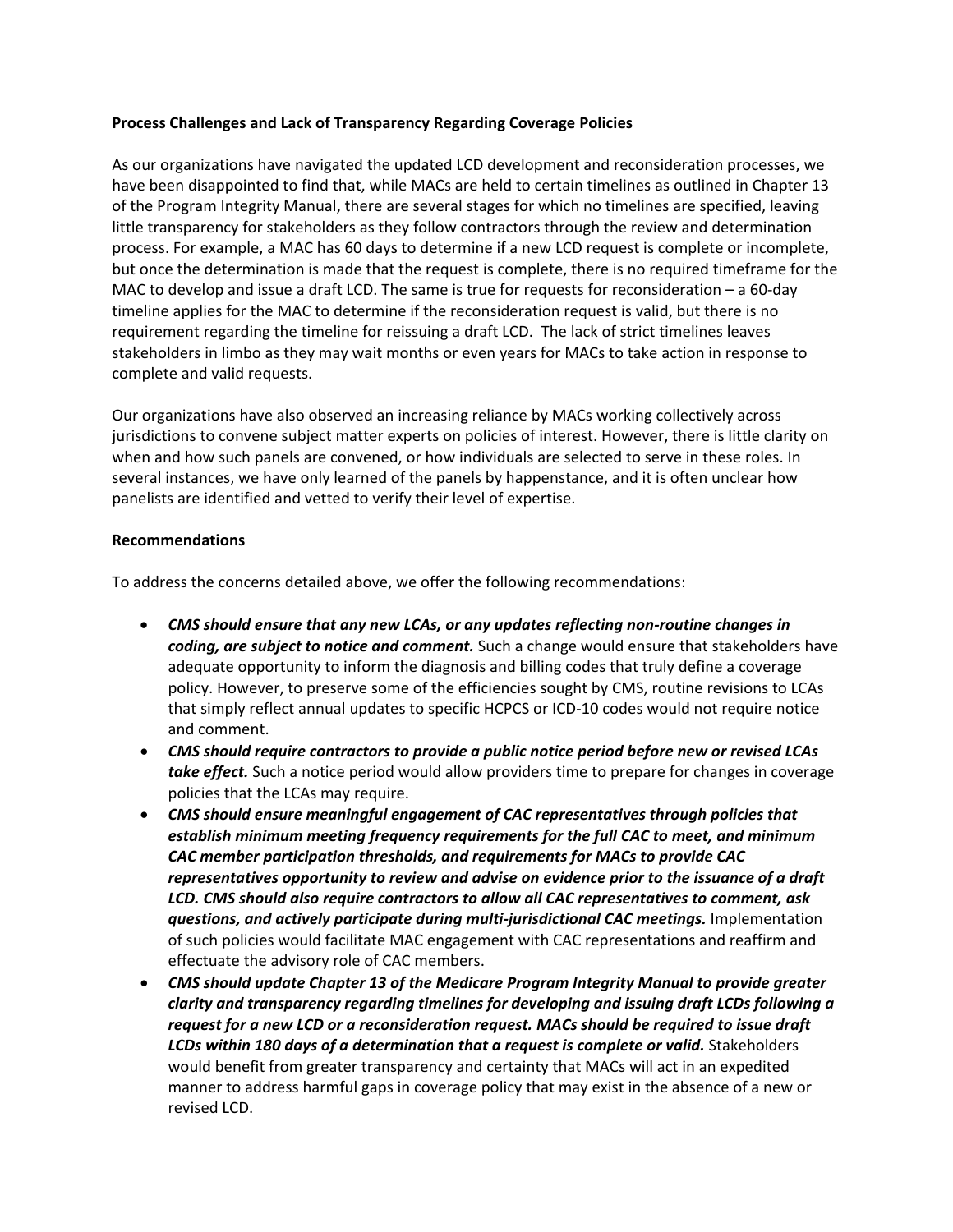**Process Challenges and Lack of Transparency Regarding Coverage Policies**

As our organizations have navigated the updated LCD development and reconsideration processes, we have been disappointed to find that, while MACs are held to certain timelines as outlined in Chapter 13 of the Program Integrity Manual, there are several stages for which no timelines are specified, leaving little transparency for stakeholders as they follow contractors through the review and determination process. For example, a MAC has 60 days to determine if a new LCD request is complete or incomplete, but once the determination is made that the request is complete, there is no required timeframe for the MAC to develop and issue a draft LCD. The same is true for requests for reconsideration – a 60-day timeline applies for the MAC to determine if the reconsideration request is valid, but there is no requirement regarding the timeline for reissuing a draft LCD. The lack of strict timelines leaves stakeholders in limbo as they may wait months or even years for MACs to take action in response to complete and valid requests.

Our organizations have also observed an increasing reliance by MACs working collectively across jurisdictions to convene subject matter experts on policies of interest. However, there is little clarity on when and how such panels are convened, or how individuals are selected to serve in these roles. In several instances, we have only learned of the panels by happenstance, and it is often unclear how panelists are identified and vetted to verify their level of expertise.

**Recommendations**

To address the concerns detailed above, we offer the following recommendations:

- ***CMS should ensure that any new LCAs, or any updates reflecting non-routine changes in coding, are subject to notice and comment.*** Such a change would ensure that stakeholders have adequate opportunity to inform the diagnosis and billing codes that truly define a coverage policy. However, to preserve some of the efficiencies sought by CMS, routine revisions to LCAs that simply reflect annual updates to specific HCPCS or ICD-10 codes would not require notice and comment.
- ***CMS should require contractors to provide a public notice period before new or revised LCAs take effect.*** Such a notice period would allow providers time to prepare for changes in coverage policies that the LCAs may require.
- ***CMS should ensure meaningful engagement of CAC representatives through policies that establish minimum meeting frequency requirements for the full CAC to meet, and minimum CAC member participation thresholds, and requirements for MACs to provide CAC representatives opportunity to review and advise on evidence prior to the issuance of a draft LCD. CMS should also require contractors to allow all CAC representatives to comment, ask questions, and actively participate during multi-jurisdictional CAC meetings.*** Implementation of such policies would facilitate MAC engagement with CAC representations and reaffirm and effectuate the advisory role of CAC members.
- ***CMS should update Chapter 13 of the Medicare Program Integrity Manual to provide greater clarity and transparency regarding timelines for developing and issuing draft LCDs following a request for a new LCD or a reconsideration request. MACs should be required to issue draft LCDs within 180 days of a determination that a request is complete or valid.*** Stakeholders would benefit from greater transparency and certainty that MACs will act in an expedited manner to address harmful gaps in coverage policy that may exist in the absence of a new or revised LCD.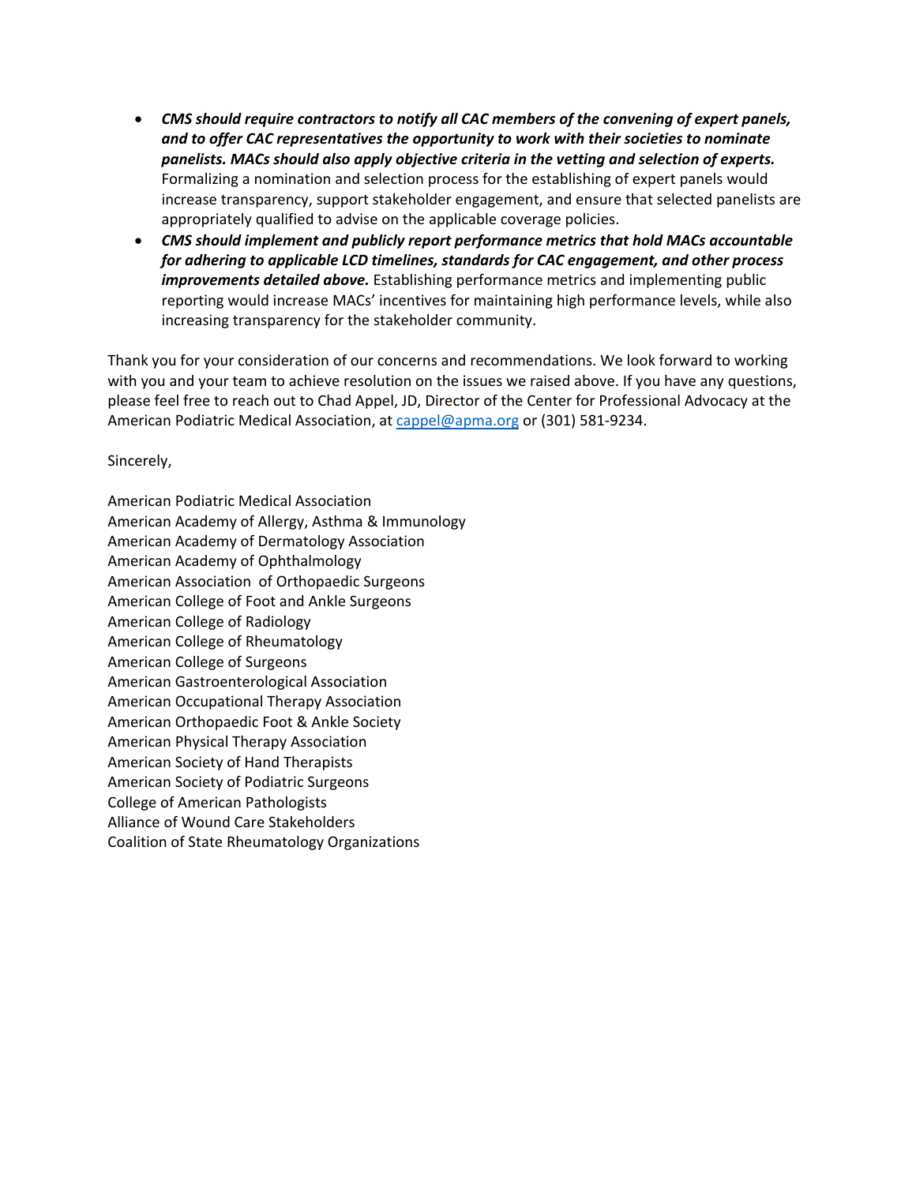- ***CMS should require contractors to notify all CAC members of the convening of expert panels, and to offer CAC representatives the opportunity to work with their societies to nominate panelists. MACs should also apply objective criteria in the vetting and selection of experts.*** Formalizing a nomination and selection process for the establishing of expert panels would increase transparency, support stakeholder engagement, and ensure that selected panelists are appropriately qualified to advise on the applicable coverage policies.
- ***CMS should implement and publicly report performance metrics that hold MACs accountable for adhering to applicable LCD timelines, standards for CAC engagement, and other process improvements detailed above.*** Establishing performance metrics and implementing public reporting would increase MACs' incentives for maintaining high performance levels, while also increasing transparency for the stakeholder community.

Thank you for your consideration of our concerns and recommendations. We look forward to working with you and your team to achieve resolution on the issues we raised above. If you have any questions, please feel free to reach out to Chad Appel, JD, Director of the Center for Professional Advocacy at the American Podiatric Medical Association, at cappel@apma.org or (301) 581-9234.

Sincerely,

American Podiatric Medical Association
American Academy of Allergy, Asthma & Immunology
American Academy of Dermatology Association
American Academy of Ophthalmology
American Association of Orthopaedic Surgeons
American College of Foot and Ankle Surgeons
American College of Radiology
American College of Rheumatology
American College of Surgeons
American Gastroenterological Association
American Occupational Therapy Association
American Orthopaedic Foot & Ankle Society
American Physical Therapy Association
American Society of Hand Therapists
American Society of Podiatric Surgeons
College of American Pathologists
Alliance of Wound Care Stakeholders
Coalition of State Rheumatology Organizations